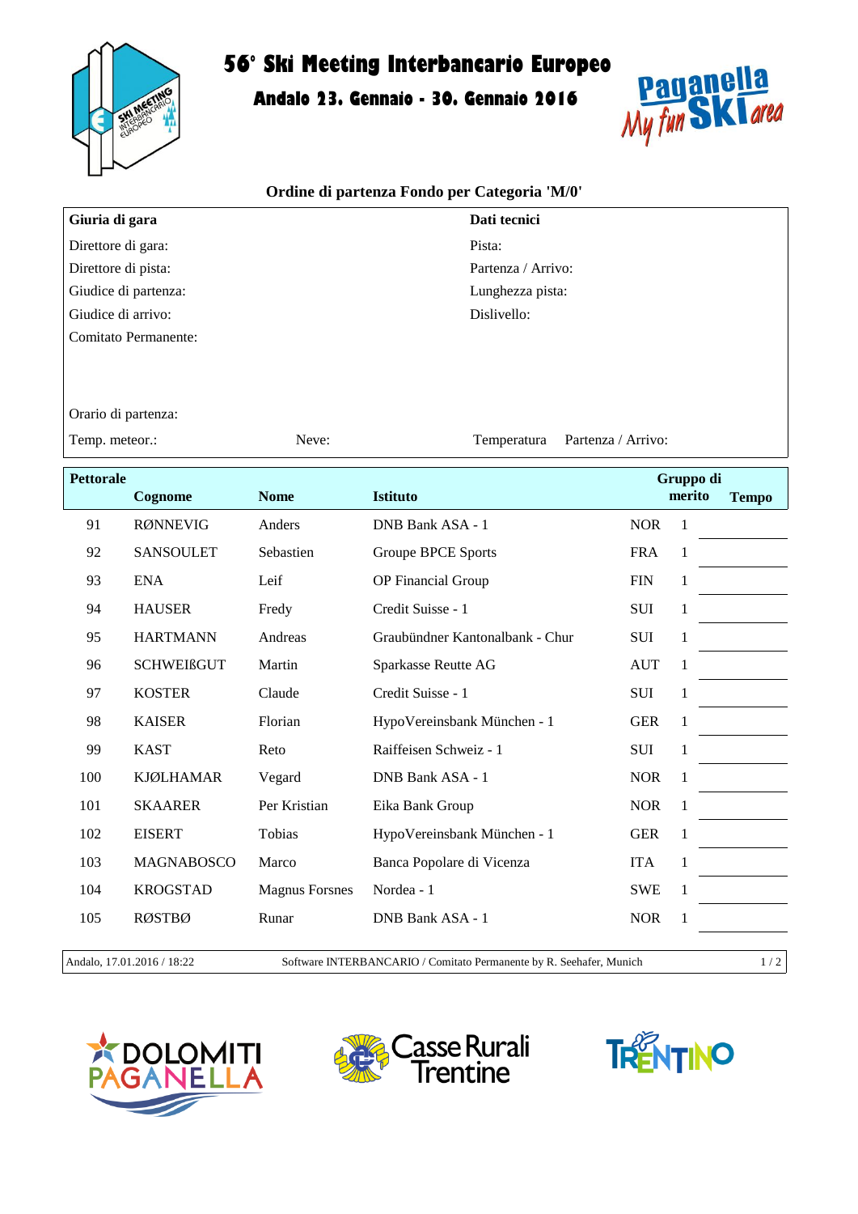# 56° Ski Meeting Interbancario Europeo

## Andalo 23. Gennaio - 30. Gennaio 2016

### Ordine di partenza Fondo per Categoria 'M/0'

| Giuria di gara | Dati tecnici |
|---|---|
| Direttore di gara: | Pista: |
| Direttore di pista: | Partenza / Arrivo: |
| Giudice di partenza: | Lunghezza pista: |
| Giudice di arrivo: | Dislivello: |
| Comitato Permanente: | |
| Orario di partenza: | |
| Temp. meteor.: Neve: | Temperatura Partenza / Arrivo: |

| Pettorale | Cognome | Nome | Istituto | | Gruppo di merito | Tempo |
|---|---|---|---|---|---|---|
| 91 | RØNNEVIG | Anders | DNB Bank ASA - 1 | NOR | 1 | |
| 92 | SANSOULET | Sebastien | Groupe BPCE Sports | FRA | 1 | |
| 93 | ENA | Leif | OP Financial Group | FIN | 1 | |
| 94 | HAUSER | Fredy | Credit Suisse - 1 | SUI | 1 | |
| 95 | HARTMANN | Andreas | Graubündner Kantonalbank - Chur | SUI | 1 | |
| 96 | SCHWEIßGUT | Martin | Sparkasse Reutte AG | AUT | 1 | |
| 97 | KOSTER | Claude | Credit Suisse - 1 | SUI | 1 | |
| 98 | KAISER | Florian | HypoVereinsbank München - 1 | GER | 1 | |
| 99 | KAST | Reto | Raiffeisen Schweiz - 1 | SUI | 1 | |
| 100 | KJØLHAMAR | Vegard | DNB Bank ASA - 1 | NOR | 1 | |
| 101 | SKAARER | Per Kristian | Eika Bank Group | NOR | 1 | |
| 102 | EISERT | Tobias | HypoVereinsbank München - 1 | GER | 1 | |
| 103 | MAGNABOSCO | Marco | Banca Popolare di Vicenza | ITA | 1 | |
| 104 | KROGSTAD | Magnus Forsnes | Nordea - 1 | SWE | 1 | |
| 105 | RØSTBØ | Runar | DNB Bank ASA - 1 | NOR | 1 | |

Andalo, 17.01.2016 / 18:22 — Software INTERBANCARIO / Comitato Permanente by R. Seehafer, Munich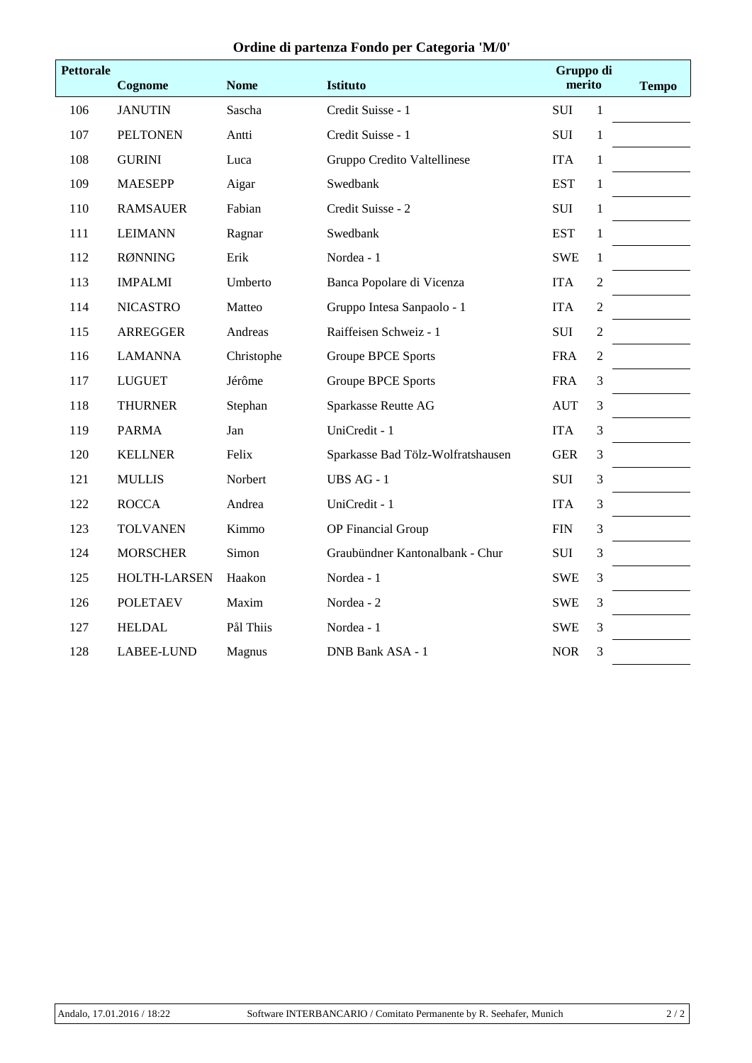**Ordine di partenza Fondo per Categoria 'M/0'**

| Pettorale | Cognome | Nome | Istituto | Gruppo di merito | | Tempo |
|---|---|---|---|---|---|---|
| 106 | JANUTIN | Sascha | Credit Suisse - 1 | SUI | 1 | |
| 107 | PELTONEN | Antti | Credit Suisse - 1 | SUI | 1 | |
| 108 | GURINI | Luca | Gruppo Credito Valtellinese | ITA | 1 | |
| 109 | MAESEPP | Aigar | Swedbank | EST | 1 | |
| 110 | RAMSAUER | Fabian | Credit Suisse - 2 | SUI | 1 | |
| 111 | LEIMANN | Ragnar | Swedbank | EST | 1 | |
| 112 | RØNNING | Erik | Nordea - 1 | SWE | 1 | |
| 113 | IMPALMI | Umberto | Banca Popolare di Vicenza | ITA | 2 | |
| 114 | NICASTRO | Matteo | Gruppo Intesa Sanpaolo - 1 | ITA | 2 | |
| 115 | ARREGGER | Andreas | Raiffeisen Schweiz - 1 | SUI | 2 | |
| 116 | LAMANNA | Christophe | Groupe BPCE Sports | FRA | 2 | |
| 117 | LUGUET | Jérôme | Groupe BPCE Sports | FRA | 3 | |
| 118 | THURNER | Stephan | Sparkasse Reutte AG | AUT | 3 | |
| 119 | PARMA | Jan | UniCredit - 1 | ITA | 3 | |
| 120 | KELLNER | Felix | Sparkasse Bad Tölz-Wolfratshausen | GER | 3 | |
| 121 | MULLIS | Norbert | UBS AG - 1 | SUI | 3 | |
| 122 | ROCCA | Andrea | UniCredit - 1 | ITA | 3 | |
| 123 | TOLVANEN | Kimmo | OP Financial Group | FIN | 3 | |
| 124 | MORSCHER | Simon | Graubündner Kantonalbank - Chur | SUI | 3 | |
| 125 | HOLTH-LARSEN | Haakon | Nordea - 1 | SWE | 3 | |
| 126 | POLETAEV | Maxim | Nordea - 2 | SWE | 3 | |
| 127 | HELDAL | Pål Thiis | Nordea - 1 | SWE | 3 | |
| 128 | LABEE-LUND | Magnus | DNB Bank ASA - 1 | NOR | 3 | |

Andalo, 17.01.2016 / 18:22 — Software INTERBANCARIO / Comitato Permanente by R. Seehafer, Munich